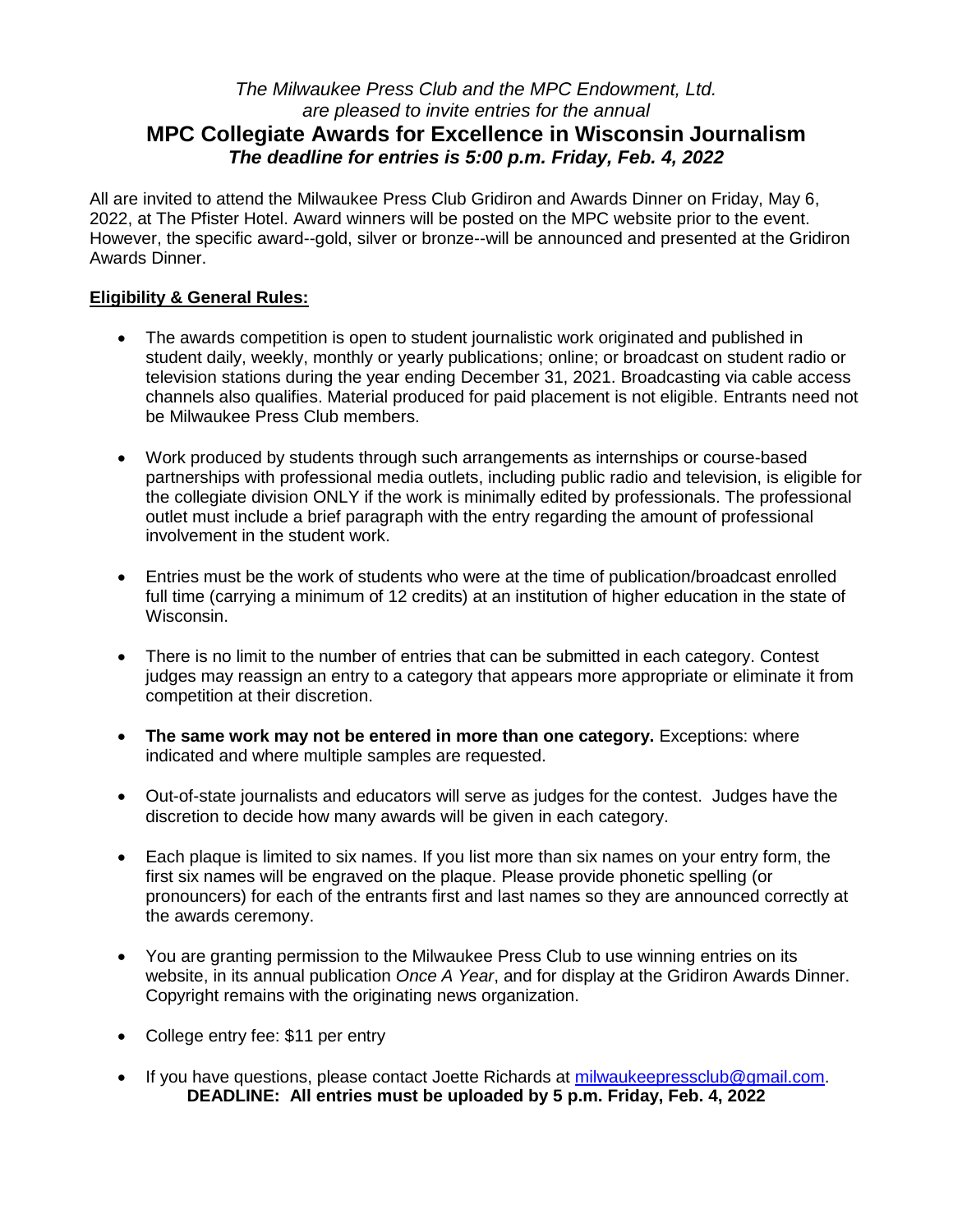*The Milwaukee Press Club and the MPC Endowment, Ltd.*
*are pleased to invite entries for the annual*

# MPC Collegiate Awards for Excellence in Wisconsin Journalism

***The deadline for entries is 5:00 p.m. Friday, Feb. 4, 2022***

All are invited to attend the Milwaukee Press Club Gridiron and Awards Dinner on Friday, May 6, 2022, at The Pfister Hotel. Award winners will be posted on the MPC website prior to the event. However, the specific award--gold, silver or bronze--will be announced and presented at the Gridiron Awards Dinner.

## Eligibility & General Rules:

- The awards competition is open to student journalistic work originated and published in student daily, weekly, monthly or yearly publications; online; or broadcast on student radio or television stations during the year ending December 31, 2021. Broadcasting via cable access channels also qualifies. Material produced for paid placement is not eligible. Entrants need not be Milwaukee Press Club members.

- Work produced by students through such arrangements as internships or course-based partnerships with professional media outlets, including public radio and television, is eligible for the collegiate division ONLY if the work is minimally edited by professionals. The professional outlet must include a brief paragraph with the entry regarding the amount of professional involvement in the student work.

- Entries must be the work of students who were at the time of publication/broadcast enrolled full time (carrying a minimum of 12 credits) at an institution of higher education in the state of Wisconsin.

- There is no limit to the number of entries that can be submitted in each category. Contest judges may reassign an entry to a category that appears more appropriate or eliminate it from competition at their discretion.

- **The same work may not be entered in more than one category.** Exceptions: where indicated and where multiple samples are requested.

- Out-of-state journalists and educators will serve as judges for the contest. Judges have the discretion to decide how many awards will be given in each category.

- Each plaque is limited to six names. If you list more than six names on your entry form, the first six names will be engraved on the plaque. Please provide phonetic spelling (or pronouncers) for each of the entrants first and last names so they are announced correctly at the awards ceremony.

- You are granting permission to the Milwaukee Press Club to use winning entries on its website, in its annual publication *Once A Year*, and for display at the Gridiron Awards Dinner. Copyright remains with the originating news organization.

- College entry fee: $11 per entry

- If you have questions, please contact Joette Richards at milwaukeepressclub@gmail.com.

**DEADLINE: All entries must be uploaded by 5 p.m. Friday, Feb. 4, 2022**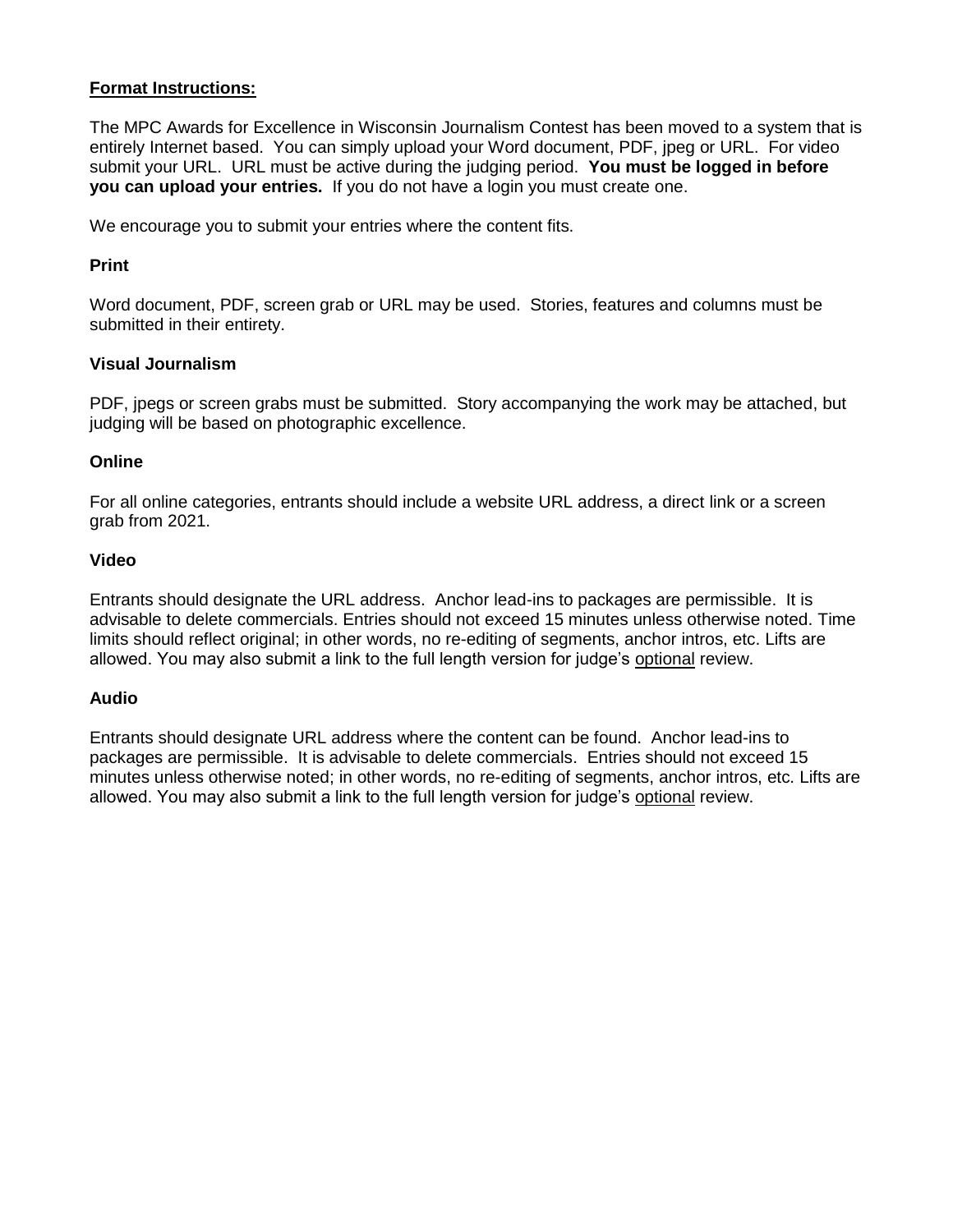**Format Instructions:**

The MPC Awards for Excellence in Wisconsin Journalism Contest has been moved to a system that is entirely Internet based. You can simply upload your Word document, PDF, jpeg or URL. For video submit your URL. URL must be active during the judging period. **You must be logged in before you can upload your entries.** If you do not have a login you must create one.

We encourage you to submit your entries where the content fits.

**Print**

Word document, PDF, screen grab or URL may be used. Stories, features and columns must be submitted in their entirety.

**Visual Journalism**

PDF, jpegs or screen grabs must be submitted. Story accompanying the work may be attached, but judging will be based on photographic excellence.

**Online**

For all online categories, entrants should include a website URL address, a direct link or a screen grab from 2021.

**Video**

Entrants should designate the URL address. Anchor lead-ins to packages are permissible. It is advisable to delete commercials. Entries should not exceed 15 minutes unless otherwise noted. Time limits should reflect original; in other words, no re-editing of segments, anchor intros, etc. Lifts are allowed. You may also submit a link to the full length version for judge's optional review.

**Audio**

Entrants should designate URL address where the content can be found. Anchor lead-ins to packages are permissible. It is advisable to delete commercials. Entries should not exceed 15 minutes unless otherwise noted; in other words, no re-editing of segments, anchor intros, etc. Lifts are allowed. You may also submit a link to the full length version for judge's optional review.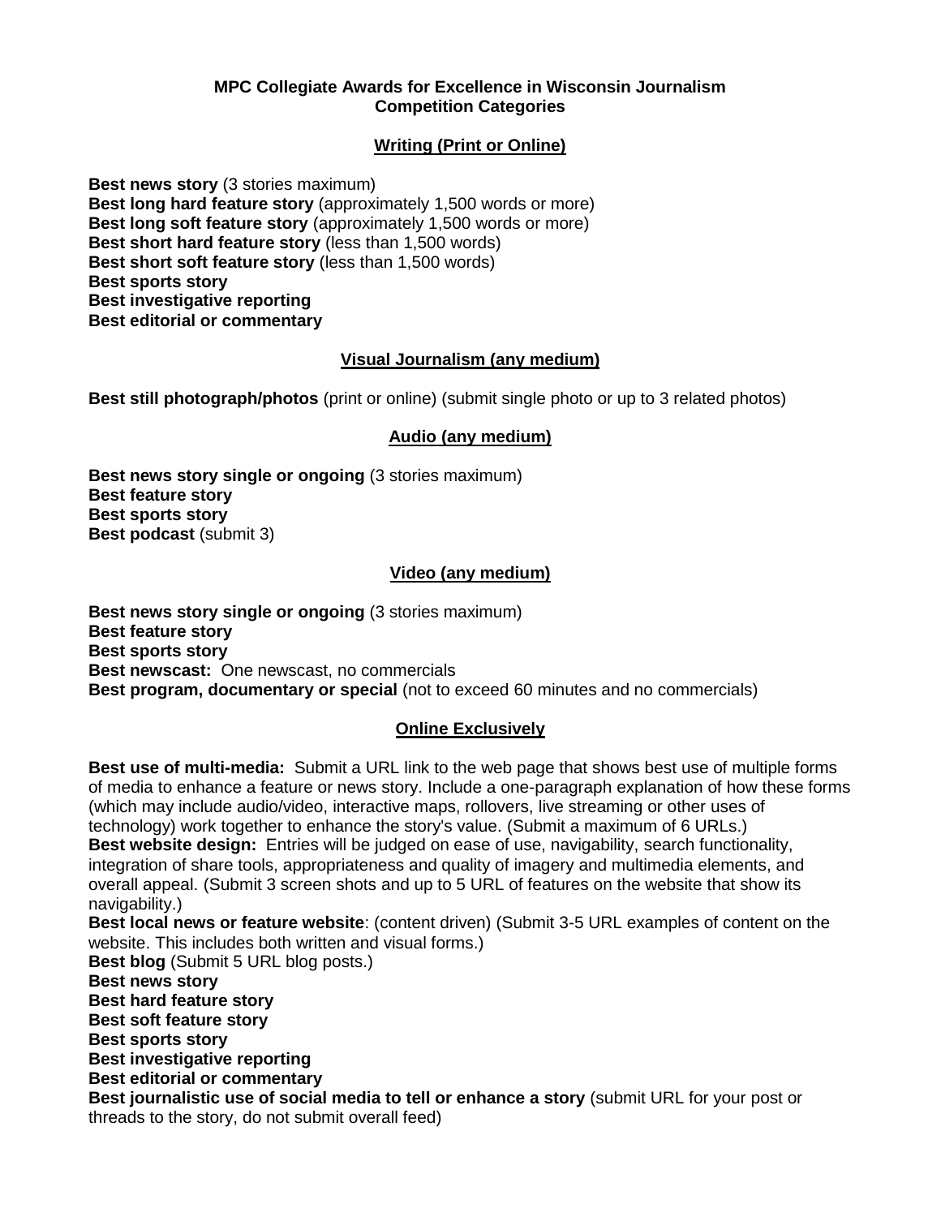# MPC Collegiate Awards for Excellence in Wisconsin Journalism
## Competition Categories

### Writing (Print or Online)

**Best news story** (3 stories maximum)
**Best long hard feature story** (approximately 1,500 words or more)
**Best long soft feature story** (approximately 1,500 words or more)
**Best short hard feature story** (less than 1,500 words)
**Best short soft feature story** (less than 1,500 words)
**Best sports story**
**Best investigative reporting**
**Best editorial or commentary**

### Visual Journalism (any medium)

**Best still photograph/photos** (print or online) (submit single photo or up to 3 related photos)

### Audio (any medium)

**Best news story single or ongoing** (3 stories maximum)
**Best feature story**
**Best sports story**
**Best podcast** (submit 3)

### Video (any medium)

**Best news story single or ongoing** (3 stories maximum)
**Best feature story**
**Best sports story**
**Best newscast:** One newscast, no commercials
**Best program, documentary or special** (not to exceed 60 minutes and no commercials)

### Online Exclusively

**Best use of multi-media:** Submit a URL link to the web page that shows best use of multiple forms of media to enhance a feature or news story. Include a one-paragraph explanation of how these forms (which may include audio/video, interactive maps, rollovers, live streaming or other uses of technology) work together to enhance the story's value. (Submit a maximum of 6 URLs.)
**Best website design:** Entries will be judged on ease of use, navigability, search functionality, integration of share tools, appropriateness and quality of imagery and multimedia elements, and overall appeal. (Submit 3 screen shots and up to 5 URL of features on the website that show its navigability.)
**Best local news or feature website**: (content driven) (Submit 3-5 URL examples of content on the website. This includes both written and visual forms.)
**Best blog** (Submit 5 URL blog posts.)
**Best news story**
**Best hard feature story**
**Best soft feature story**
**Best sports story**
**Best investigative reporting**
**Best editorial or commentary**
**Best journalistic use of social media to tell or enhance a story** (submit URL for your post or threads to the story, do not submit overall feed)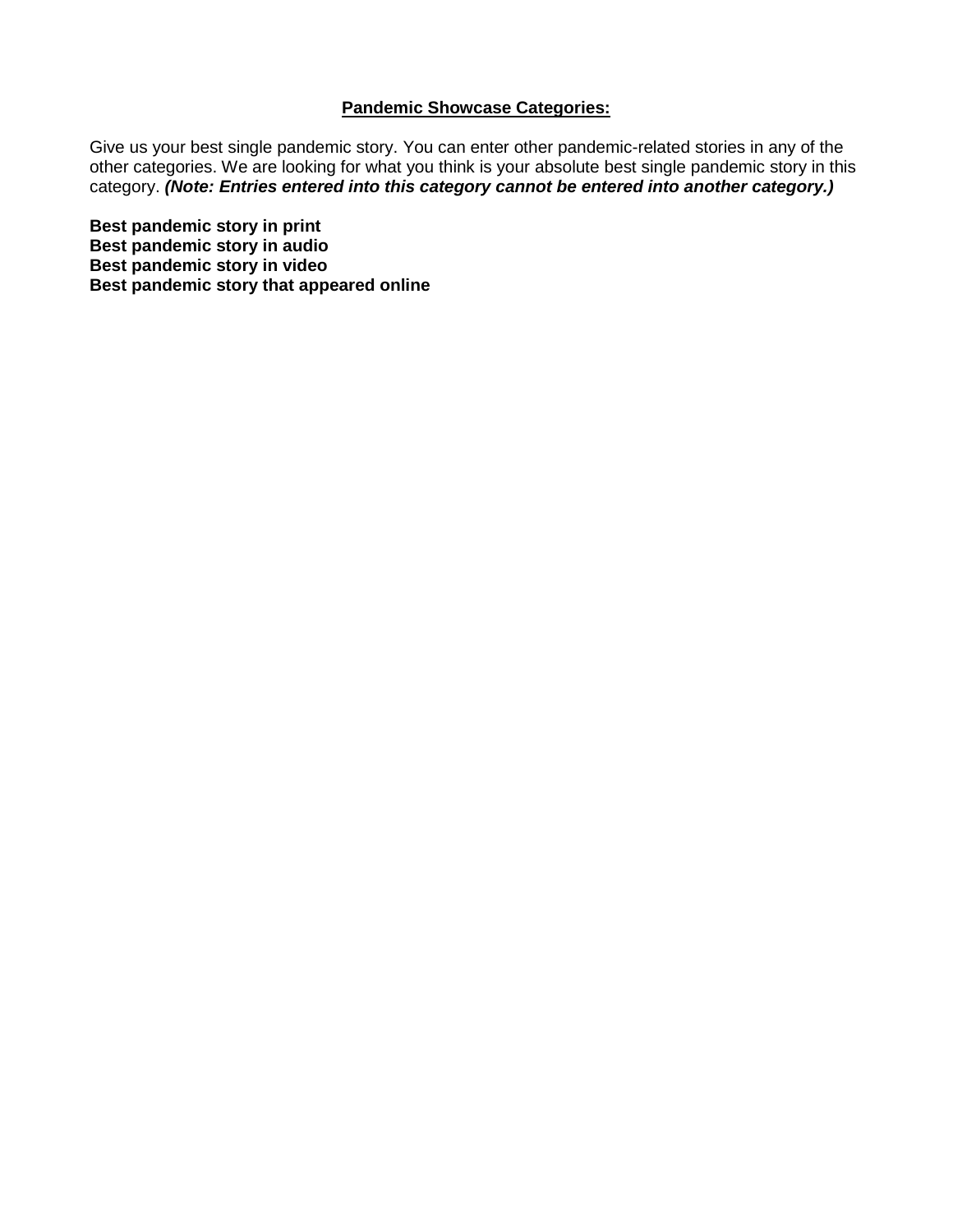## Pandemic Showcase Categories:

Give us your best single pandemic story. You can enter other pandemic-related stories in any of the other categories. We are looking for what you think is your absolute best single pandemic story in this category. ***(Note: Entries entered into this category cannot be entered into another category.)***

**Best pandemic story in print**
**Best pandemic story in audio**
**Best pandemic story in video**
**Best pandemic story that appeared online**